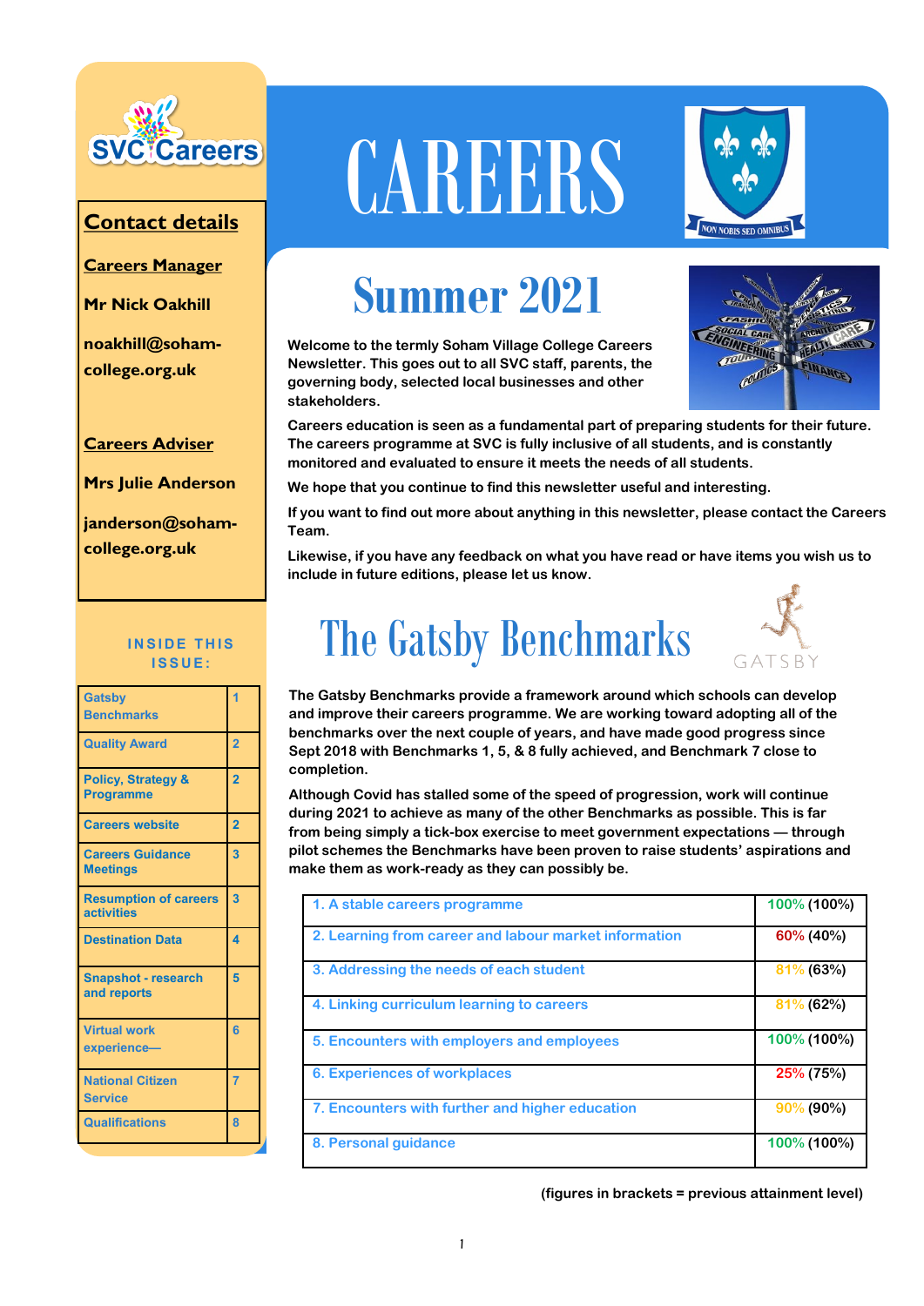SVC Careers

## Contact details

**Careers Manager**

**Mr Nick Oakhill**

**noakhill@soham-college.org.uk**

**Careers Adviser**

**Mrs Julie Anderson**

**janderson@soham-college.org.uk**

**INSIDE THIS ISSUE:**

| | |
|---|---|
| Gatsby Benchmarks | 1 |
| Quality Award | 2 |
| Policy, Strategy & Programme | 2 |
| Careers website | 2 |
| Careers Guidance Meetings | 3 |
| Resumption of careers activities | 3 |
| Destination Data | 4 |
| Snapshot - research and reports | 5 |
| Virtual work experience— | 6 |
| National Citizen Service | 7 |
| Qualifications | 8 |

# CAREERS

NON NOBIS SED OMNIBUS

# Summer 2021

**Welcome to the termly Soham Village College Careers Newsletter. This goes out to all SVC staff, parents, the governing body, selected local businesses and other stakeholders.**

**Careers education is seen as a fundamental part of preparing students for their future. The careers programme at SVC is fully inclusive of all students, and is constantly monitored and evaluated to ensure it meets the needs of all students.**

**We hope that you continue to find this newsletter useful and interesting.**

**If you want to find out more about anything in this newsletter, please contact the Careers Team.**

**Likewise, if you have any feedback on what you have read or have items you wish us to include in future editions, please let us know.**

# The Gatsby Benchmarks

GATSBY

**The Gatsby Benchmarks provide a framework around which schools can develop and improve their careers programme. We are working toward adopting all of the benchmarks over the next couple of years, and have made good progress since Sept 2018 with Benchmarks 1, 5, & 8 fully achieved, and Benchmark 7 close to completion.**

**Although Covid has stalled some of the speed of progression, work will continue during 2021 to achieve as many of the other Benchmarks as possible. This is far from being simply a tick-box exercise to meet government expectations — through pilot schemes the Benchmarks have been proven to raise students' aspirations and make them as work-ready as they can possibly be.**

| | |
|---|---|
| 1. A stable careers programme | 100% (100%) |
| 2. Learning from career and labour market information | 60% (40%) |
| 3. Addressing the needs of each student | 81% (63%) |
| 4. Linking curriculum learning to careers | 81% (62%) |
| 5. Encounters with employers and employees | 100% (100%) |
| 6. Experiences of workplaces | 25% (75%) |
| 7. Encounters with further and higher education | 90% (90%) |
| 8. Personal guidance | 100% (100%) |

**(figures in brackets = previous attainment level)**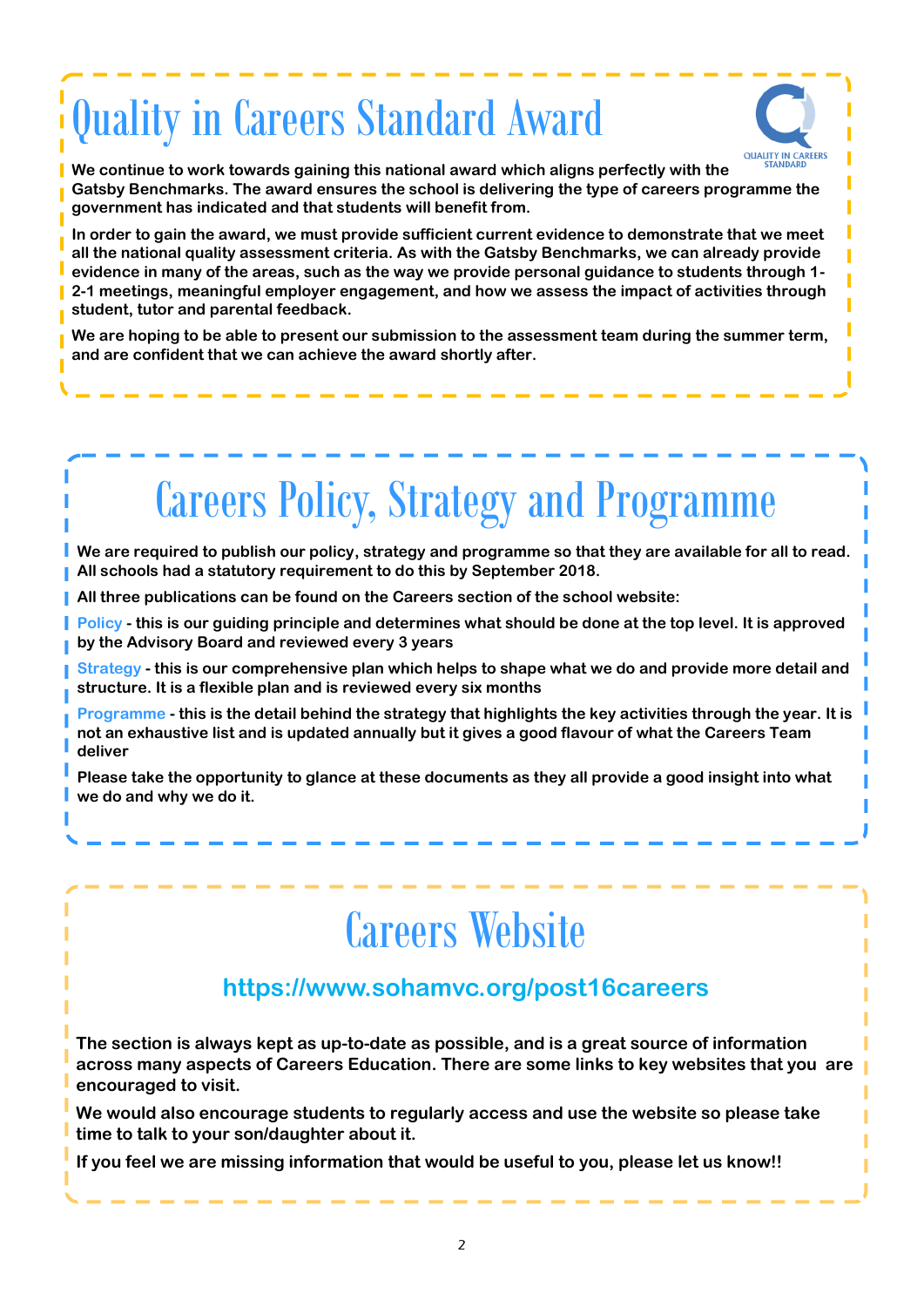# Quality in Careers Standard Award

We continue to work towards gaining this national award which aligns perfectly with the Gatsby Benchmarks. The award ensures the school is delivering the type of careers programme the government has indicated and that students will benefit from.

In order to gain the award, we must provide sufficient current evidence to demonstrate that we meet all the national quality assessment criteria. As with the Gatsby Benchmarks, we can already provide evidence in many of the areas, such as the way we provide personal guidance to students through 1-2-1 meetings, meaningful employer engagement, and how we assess the impact of activities through student, tutor and parental feedback.

We are hoping to be able to present our submission to the assessment team during the summer term, and are confident that we can achieve the award shortly after.

# Careers Policy, Strategy and Programme

We are required to publish our policy, strategy and programme so that they are available for all to read. All schools had a statutory requirement to do this by September 2018.

All three publications can be found on the Careers section of the school website:

**Policy** - this is our guiding principle and determines what should be done at the top level. It is approved by the Advisory Board and reviewed every 3 years

**Strategy** - this is our comprehensive plan which helps to shape what we do and provide more detail and structure. It is a flexible plan and is reviewed every six months

**Programme** - this is the detail behind the strategy that highlights the key activities through the year. It is not an exhaustive list and is updated annually but it gives a good flavour of what the Careers Team deliver

Please take the opportunity to glance at these documents as they all provide a good insight into what we do and why we do it.

# Careers Website

## https://www.sohamvc.org/post16careers

The section is always kept as up-to-date as possible, and is a great source of information across many aspects of Careers Education. There are some links to key websites that you are encouraged to visit.

We would also encourage students to regularly access and use the website so please take time to talk to your son/daughter about it.

If you feel we are missing information that would be useful to you, please let us know!!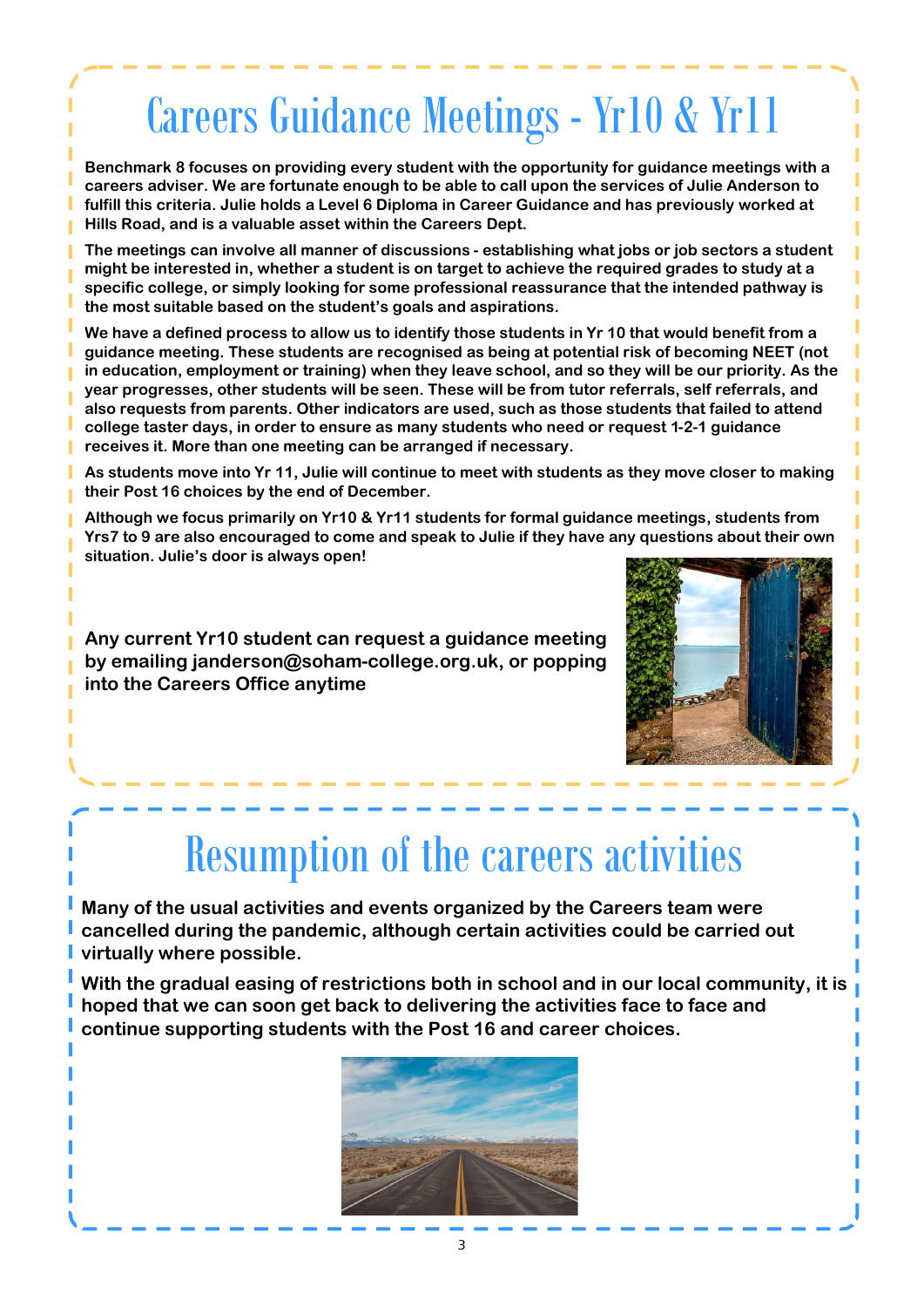# Careers Guidance Meetings - Yr10 & Yr11

**Benchmark 8 focuses on providing every student with the opportunity for guidance meetings with a careers adviser. We are fortunate enough to be able to call upon the services of Julie Anderson to fulfill this criteria. Julie holds a Level 6 Diploma in Career Guidance and has previously worked at Hills Road, and is a valuable asset within the Careers Dept.**

**The meetings can involve all manner of discussions - establishing what jobs or job sectors a student might be interested in, whether a student is on target to achieve the required grades to study at a specific college, or simply looking for some professional reassurance that the intended pathway is the most suitable based on the student's goals and aspirations.**

**We have a defined process to allow us to identify those students in Yr 10 that would benefit from a guidance meeting. These students are recognised as being at potential risk of becoming NEET (not in education, employment or training) when they leave school, and so they will be our priority. As the year progresses, other students will be seen. These will be from tutor referrals, self referrals, and also requests from parents. Other indicators are used, such as those students that failed to attend college taster days, in order to ensure as many students who need or request 1-2-1 guidance receives it. More than one meeting can be arranged if necessary.**

**As students move into Yr 11, Julie will continue to meet with students as they move closer to making their Post 16 choices by the end of December.**

**Although we focus primarily on Yr10 & Yr11 students for formal guidance meetings, students from Yrs7 to 9 are also encouraged to come and speak to Julie if they have any questions about their own situation. Julie's door is always open!**

**Any current Yr10 student can request a guidance meeting by emailing janderson@soham-college.org.uk, or popping into the Careers Office anytime**

# Resumption of the careers activities

**Many of the usual activities and events organized by the Careers team were cancelled during the pandemic, although certain activities could be carried out virtually where possible.**

**With the gradual easing of restrictions both in school and in our local community, it is hoped that we can soon get back to delivering the activities face to face and continue supporting students with the Post 16 and career choices.**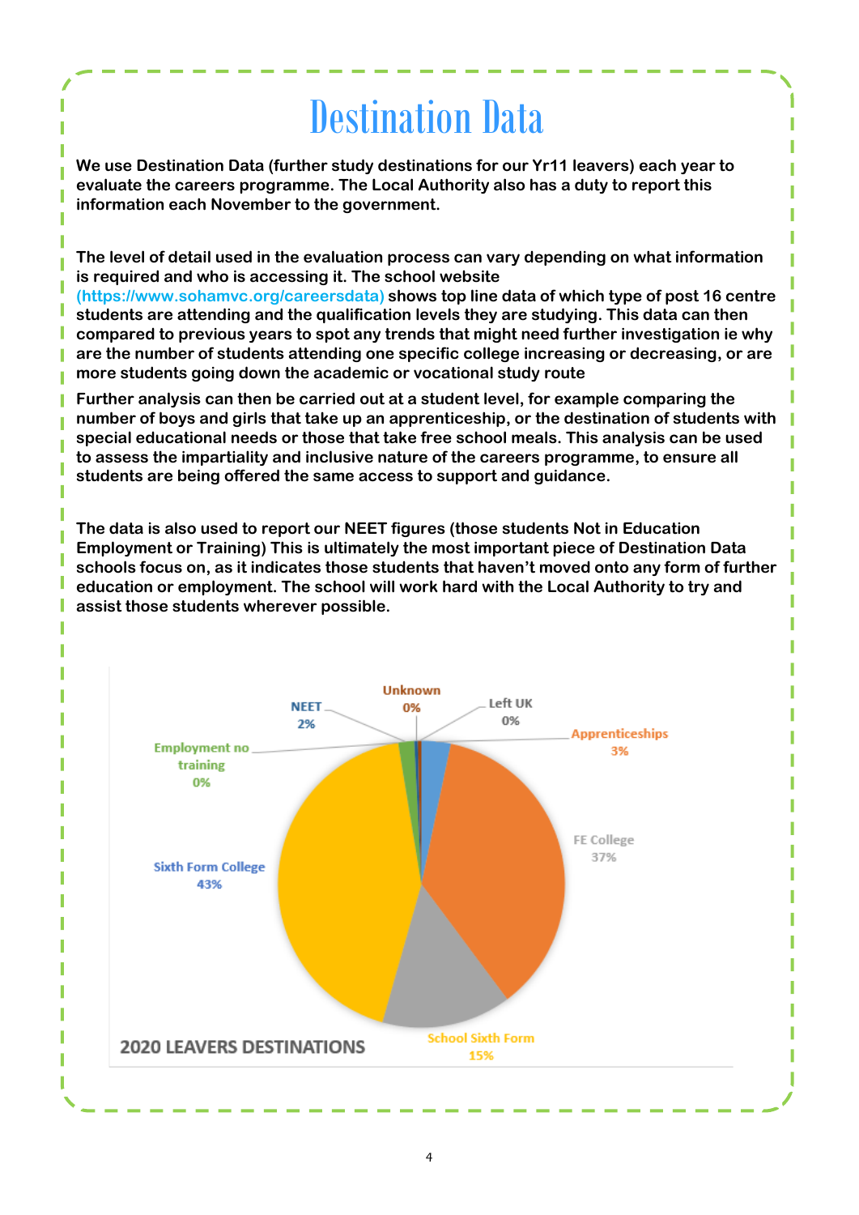# Destination Data

**We use Destination Data (further study destinations for our Yr11 leavers) each year to evaluate the careers programme. The Local Authority also has a duty to report this information each November to the government.**

**The level of detail used in the evaluation process can vary depending on what information is required and who is accessing it. The school website (https://www.sohamvc.org/careersdata) shows top line data of which type of post 16 centre students are attending and the qualification levels they are studying. This data can then compared to previous years to spot any trends that might need further investigation ie why are the number of students attending one specific college increasing or decreasing, or are more students going down the academic or vocational study route**

**Further analysis can then be carried out at a student level, for example comparing the number of boys and girls that take up an apprenticeship, or the destination of students with special educational needs or those that take free school meals. This analysis can be used to assess the impartiality and inclusive nature of the careers programme, to ensure all students are being offered the same access to support and guidance.**

**The data is also used to report our NEET figures (those students Not in Education Employment or Training) This is ultimately the most important piece of Destination Data schools focus on, as it indicates those students that haven't moved onto any form of further education or employment. The school will work hard with the Local Authority to try and assist those students wherever possible.**

2020 LEAVERS DESTINATIONS

| Destination | Percentage |
| --- | --- |
| Unknown | 0% |
| Left UK | 0% |
| Apprenticeships | 3% |
| FE College | 37% |
| School Sixth Form | 15% |
| Sixth Form College | 43% |
| Employment no training | 0% |
| NEET | 2% |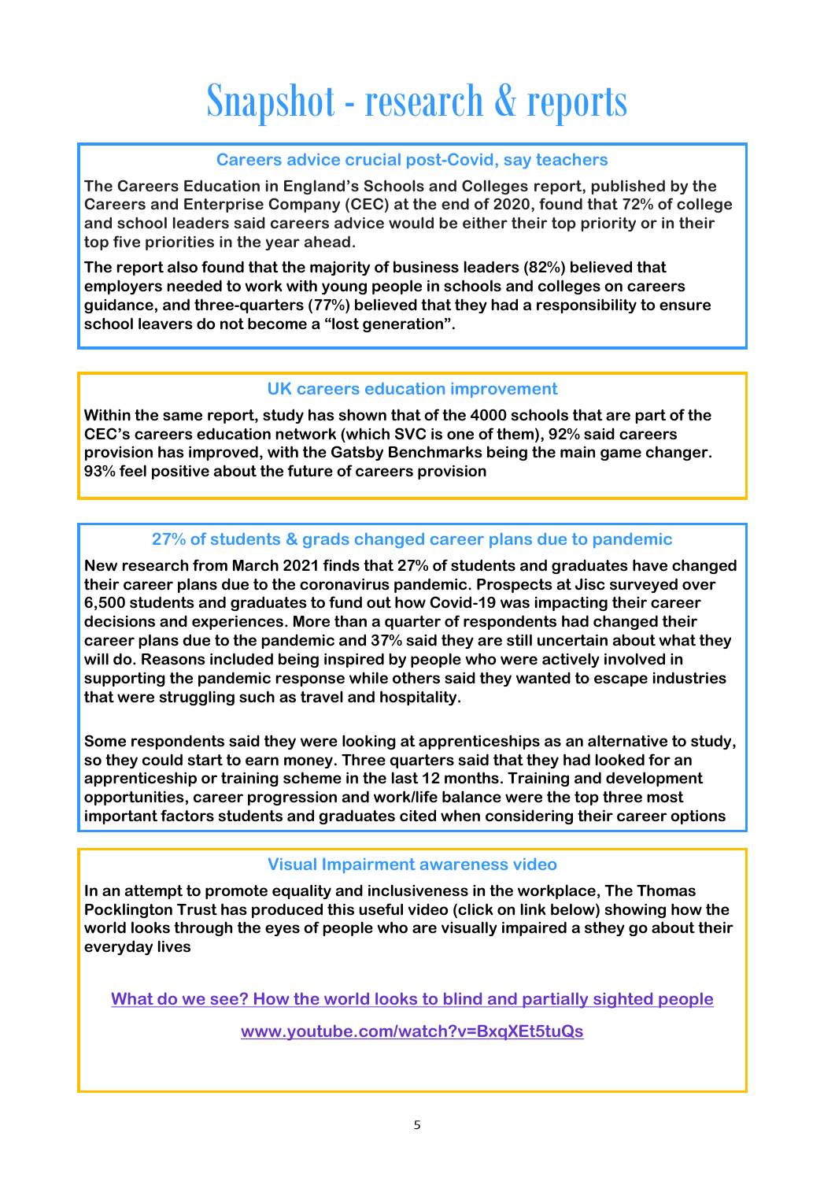# Snapshot - research & reports

## Careers advice crucial post-Covid, say teachers

**The Careers Education in England's Schools and Colleges report, published by the Careers and Enterprise Company (CEC) at the end of 2020, found that 72% of college and school leaders said careers advice would be either their top priority or in their top five priorities in the year ahead.**

**The report also found that the majority of business leaders (82%) believed that employers needed to work with young people in schools and colleges on careers guidance, and three-quarters (77%) believed that they had a responsibility to ensure school leavers do not become a "lost generation".**

## UK careers education improvement

**Within the same report, study has shown that of the 4000 schools that are part of the CEC's careers education network (which SVC is one of them), 92% said careers provision has improved, with the Gatsby Benchmarks being the main game changer. 93% feel positive about the future of careers provision**

## 27% of students & grads changed career plans due to pandemic

**New research from March 2021 finds that 27% of students and graduates have changed their career plans due to the coronavirus pandemic. Prospects at Jisc surveyed over 6,500 students and graduates to fund out how Covid-19 was impacting their career decisions and experiences. More than a quarter of respondents had changed their career plans due to the pandemic and 37% said they are still uncertain about what they will do. Reasons included being inspired by people who were actively involved in supporting the pandemic response while others said they wanted to escape industries that were struggling such as travel and hospitality.**

**Some respondents said they were looking at apprenticeships as an alternative to study, so they could start to earn money. Three quarters said that they had looked for an apprenticeship or training scheme in the last 12 months. Training and development opportunities, career progression and work/life balance were the top three most important factors students and graduates cited when considering their career options**

## Visual Impairment awareness video

**In an attempt to promote equality and inclusiveness in the workplace, The Thomas Pocklington Trust has produced this useful video (click on link below) showing how the world looks through the eyes of people who are visually impaired a sthey go about their everyday lives**

[What do we see? How the world looks to blind and partially sighted people](www.youtube.com/watch?v=BxqXEt5tuQs)

www.youtube.com/watch?v=BxqXEt5tuQs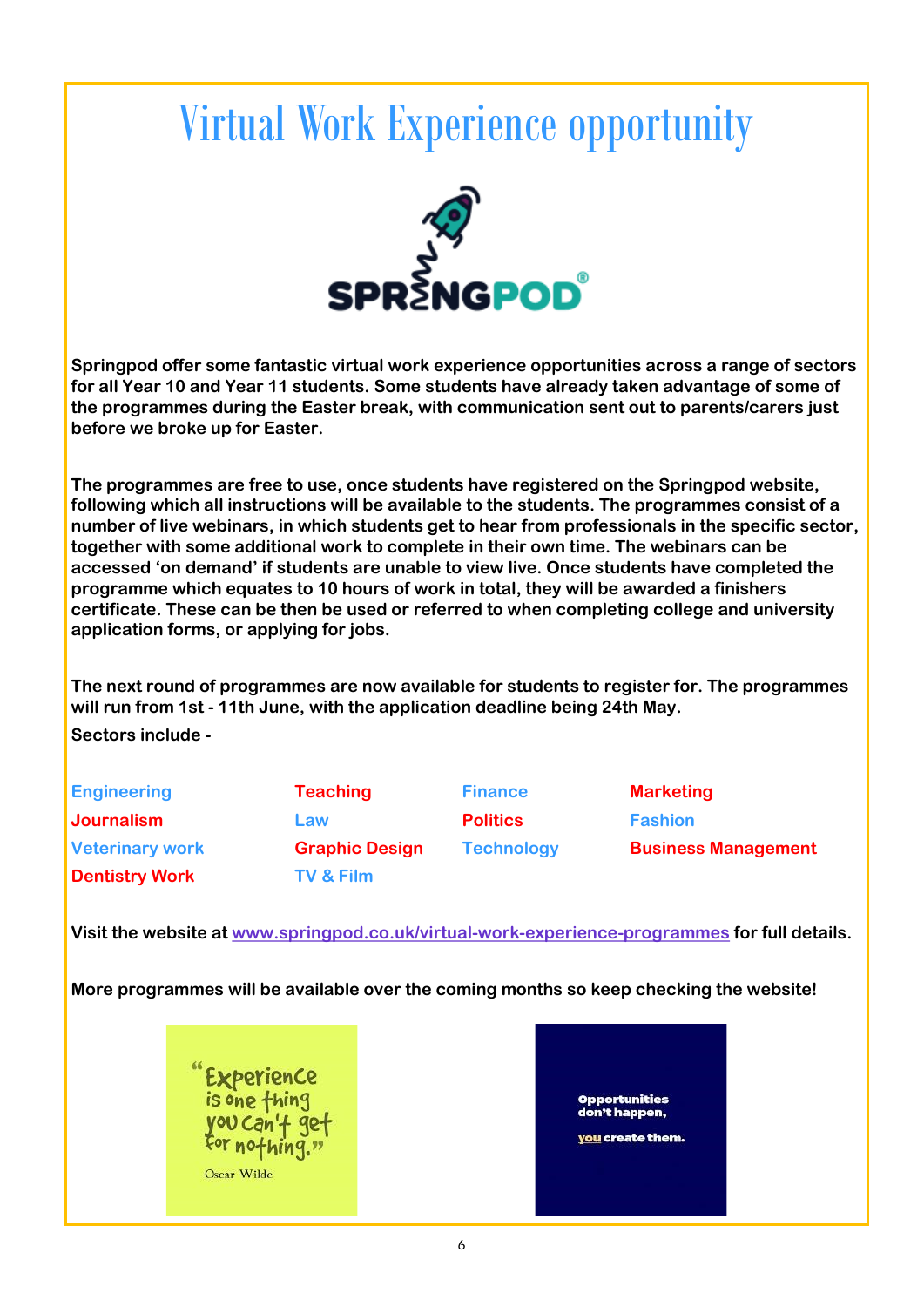# Virtual Work Experience opportunity

**Springpod offer some fantastic virtual work experience opportunities across a range of sectors for all Year 10 and Year 11 students. Some students have already taken advantage of some of the programmes during the Easter break, with communication sent out to parents/carers just before we broke up for Easter.**

**The programmes are free to use, once students have registered on the Springpod website, following which all instructions will be available to the students. The programmes consist of a number of live webinars, in which students get to hear from professionals in the specific sector, together with some additional work to complete in their own time. The webinars can be accessed 'on demand' if students are unable to view live. Once students have completed the programme which equates to 10 hours of work in total, they will be awarded a finishers certificate. These can be then be used or referred to when completing college and university application forms, or applying for jobs.**

**The next round of programmes are now available for students to register for. The programmes will run from 1st - 11th June, with the application deadline being 24th May.**

**Sectors include -**

| | | | |
|---|---|---|---|
| **Engineering** | **Teaching** | **Finance** | **Marketing** |
| **Journalism** | **Law** | **Politics** | **Fashion** |
| **Veterinary work** | **Graphic Design** | **Technology** | **Business Management** |
| **Dentistry Work** | **TV & Film** | | |

**Visit the website at [www.springpod.co.uk/virtual-work-experience-programmes](http://www.springpod.co.uk/virtual-work-experience-programmes) for full details.**

**More programmes will be available over the coming months so keep checking the website!**

"Experience is one thing you can't get for nothing."
Oscar Wilde

Opportunities don't happen, you create them.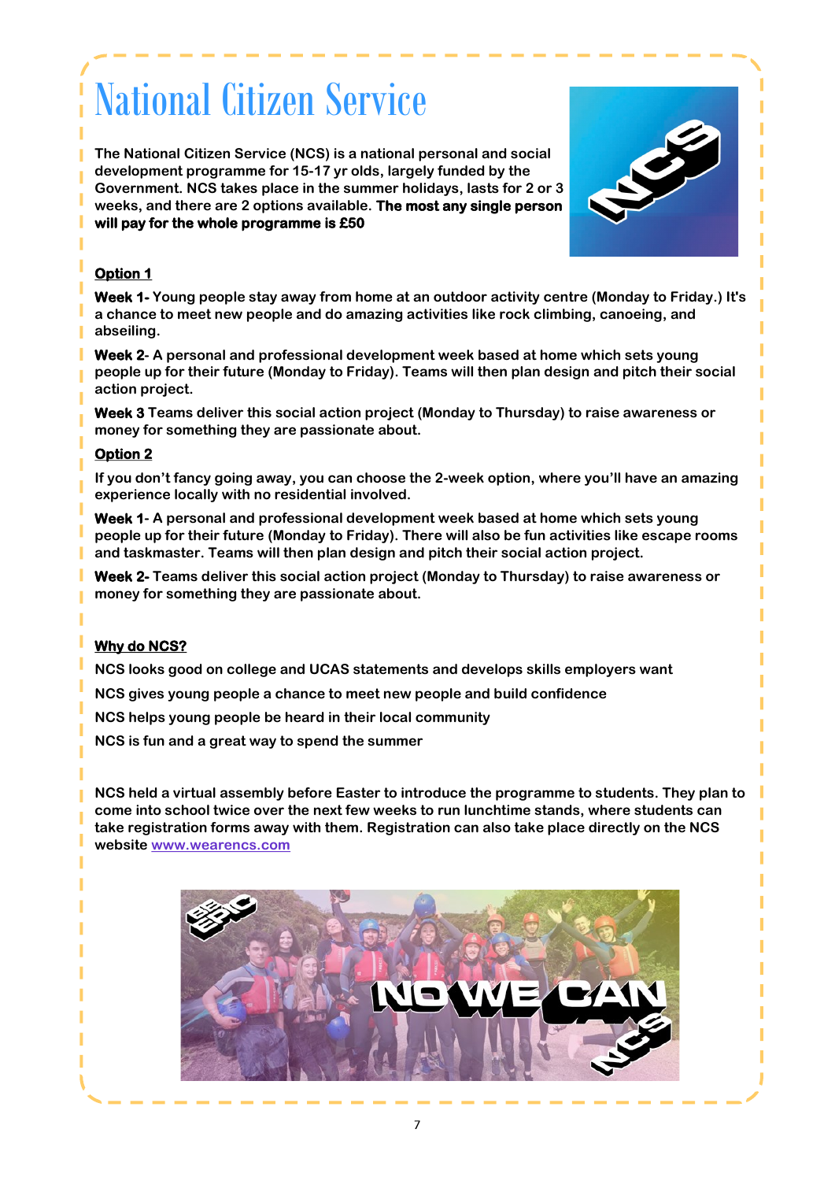# National Citizen Service

The National Citizen Service (NCS) is a national personal and social development programme for 15-17 yr olds, largely funded by the Government. NCS takes place in the summer holidays, lasts for 2 or 3 weeks, and there are 2 options available. **The most any single person will pay for the whole programme is £50**

**Option 1**

**Week 1-** Young people stay away from home at an outdoor activity centre (Monday to Friday.) It's a chance to meet new people and do amazing activities like rock climbing, canoeing, and abseiling.

**Week 2**- A personal and professional development week based at home which sets young people up for their future (Monday to Friday). Teams will then plan design and pitch their social action project.

**Week 3** Teams deliver this social action project (Monday to Thursday) to raise awareness or money for something they are passionate about.

**Option 2**

If you don't fancy going away, you can choose the 2-week option, where you'll have an amazing experience locally with no residential involved.

**Week 1**- A personal and professional development week based at home which sets young people up for their future (Monday to Friday). There will also be fun activities like escape rooms and taskmaster. Teams will then plan design and pitch their social action project.

**Week 2-** Teams deliver this social action project (Monday to Thursday) to raise awareness or money for something they are passionate about.

**Why do NCS?**

NCS looks good on college and UCAS statements and develops skills employers want

NCS gives young people a chance to meet new people and build confidence

NCS helps young people be heard in their local community

NCS is fun and a great way to spend the summer

NCS held a virtual assembly before Easter to introduce the programme to students. They plan to come into school twice over the next few weeks to run lunchtime stands, where students can take registration forms away with them. Registration can also take place directly on the NCS website [www.wearencs.com](http://www.wearencs.com)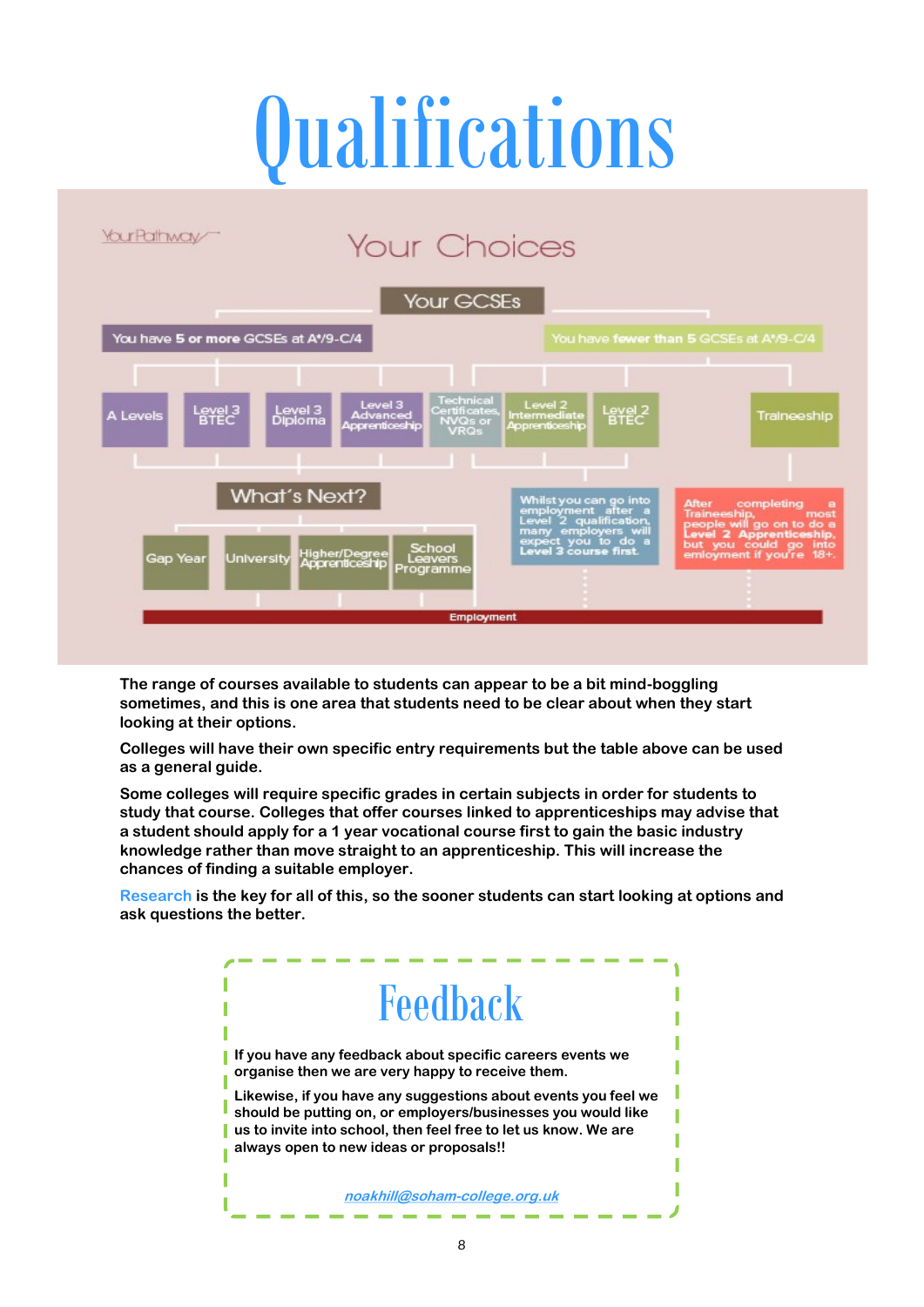# Qualifications

YourPathway

## Your Choices

Your GCSEs

You have **5 or more** GCSEs at A*/9-C/4

You have **fewer than 5** GCSEs at A*/9-C/4

A Levels

Level 3 BTEC

Level 3 Diploma

Level 3 Advanced Apprenticeship

Technical Certificates, NVQs or VRQs

Level 2 Intermediate Apprenticeship

Level 2 BTEC

Traineeship

What's Next?

Gap Year

University

Higher/Degree Apprenticeship

School Leavers Programme

Whilst you can go into employment after a Level 2 qualification, many employers will expect you to do a Level 3 course first.

After completing a Traineeship, most people will go on to do a Level 2 Apprenticeship, but you could go into emloyment if you're 18+.

Employment

**The range of courses available to students can appear to be a bit mind-boggling sometimes, and this is one area that students need to be clear about when they start looking at their options.**

**Colleges will have their own specific entry requirements but the table above can be used as a general guide.**

**Some colleges will require specific grades in certain subjects in order for students to study that course. Colleges that offer courses linked to apprenticeships may advise that a student should apply for a 1 year vocational course first to gain the basic industry knowledge rather than move straight to an apprenticeship. This will increase the chances of finding a suitable employer.**

**Research is the key for all of this, so the sooner students can start looking at options and ask questions the better.**

## Feedback

**If you have any feedback about specific careers events we organise then we are very happy to receive them.**

**Likewise, if you have any suggestions about events you feel we should be putting on, or employers/businesses you would like us to invite into school, then feel free to let us know. We are always open to new ideas or proposals!!**

***noakhill@soham-college.org.uk***